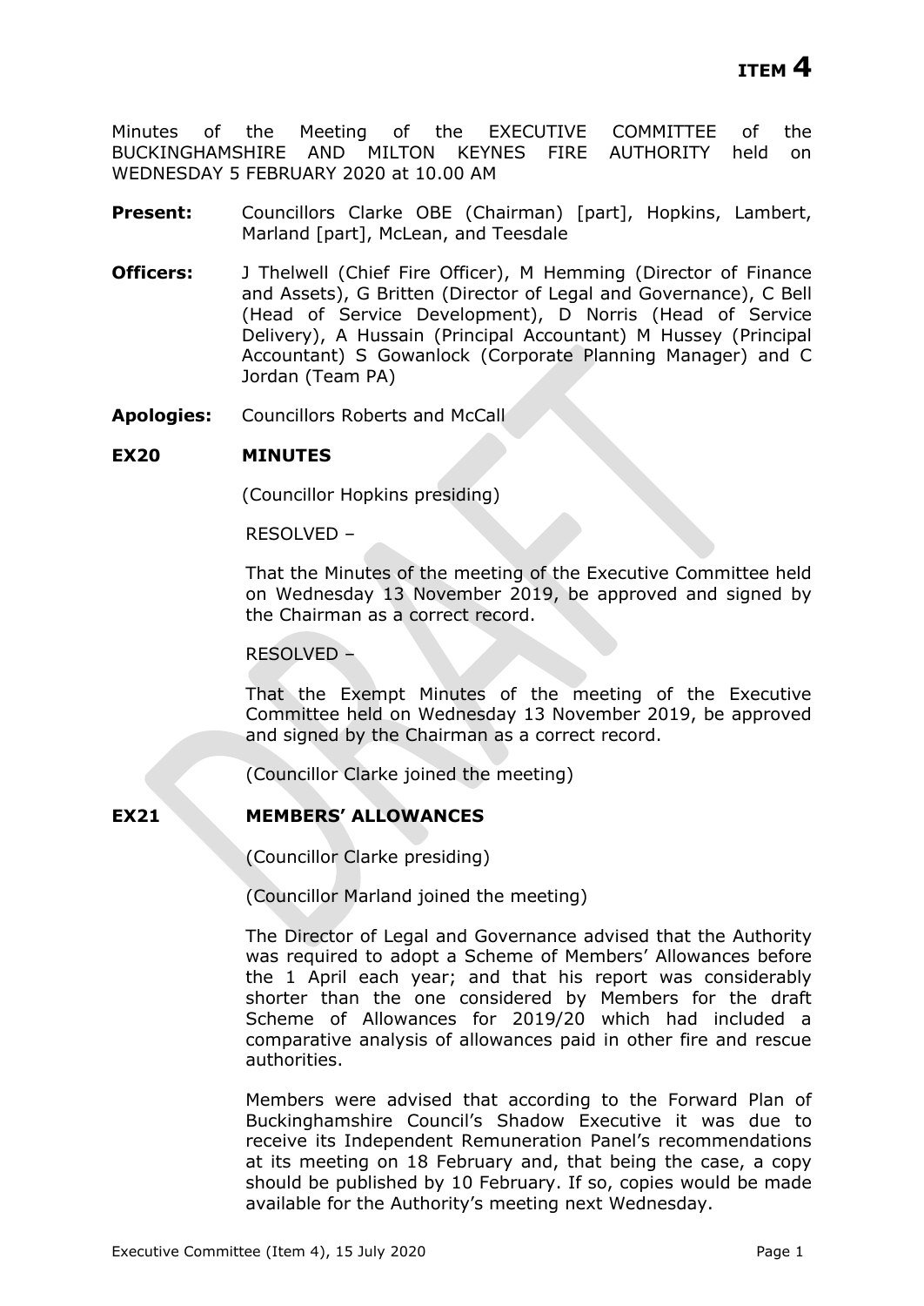**ITEM 4**

Minutes of the Meeting of the EXECUTIVE COMMITTEE of the BUCKINGHAMSHIRE AND MILTON KEYNES FIRE AUTHORITY held on WEDNESDAY 5 FEBRUARY 2020 at 10.00 AM

**Present:** Councillors Clarke OBE (Chairman) [part], Hopkins, Lambert, Marland [part], McLean, and Teesdale

**Officers:** J Thelwell (Chief Fire Officer), M Hemming (Director of Finance and Assets), G Britten (Director of Legal and Governance), C Bell (Head of Service Development), D Norris (Head of Service Delivery), A Hussain (Principal Accountant) M Hussey (Principal Accountant) S Gowanlock (Corporate Planning Manager) and C Jordan (Team PA)

**Apologies:** Councillors Roberts and McCall

**EX20 MINUTES**

(Councillor Hopkins presiding)

RESOLVED –

That the Minutes of the meeting of the Executive Committee held on Wednesday 13 November 2019, be approved and signed by the Chairman as a correct record.

RESOLVED –

That the Exempt Minutes of the meeting of the Executive Committee held on Wednesday 13 November 2019, be approved and signed by the Chairman as a correct record.

(Councillor Clarke joined the meeting)

**EX21 MEMBERS' ALLOWANCES**

(Councillor Clarke presiding)

(Councillor Marland joined the meeting)

The Director of Legal and Governance advised that the Authority was required to adopt a Scheme of Members' Allowances before the 1 April each year; and that his report was considerably shorter than the one considered by Members for the draft Scheme of Allowances for 2019/20 which had included a comparative analysis of allowances paid in other fire and rescue authorities.

Members were advised that according to the Forward Plan of Buckinghamshire Council's Shadow Executive it was due to receive its Independent Remuneration Panel's recommendations at its meeting on 18 February and, that being the case, a copy should be published by 10 February. If so, copies would be made available for the Authority's meeting next Wednesday.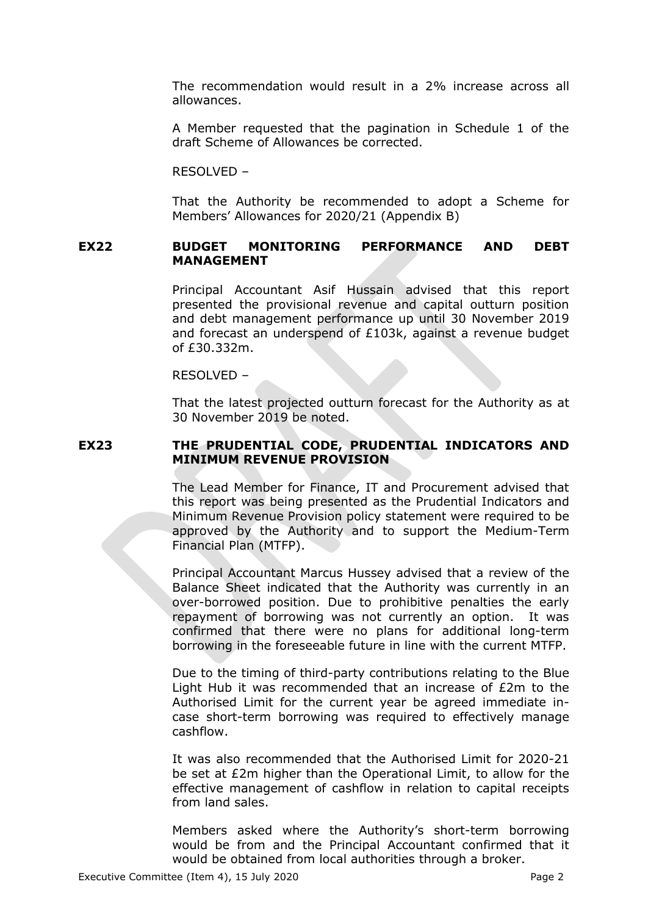The recommendation would result in a 2% increase across all allowances.

A Member requested that the pagination in Schedule 1 of the draft Scheme of Allowances be corrected.

RESOLVED –

That the Authority be recommended to adopt a Scheme for Members' Allowances for 2020/21 (Appendix B)

## EX22 BUDGET MONITORING PERFORMANCE AND DEBT MANAGEMENT

Principal Accountant Asif Hussain advised that this report presented the provisional revenue and capital outturn position and debt management performance up until 30 November 2019 and forecast an underspend of £103k, against a revenue budget of £30.332m.

RESOLVED –

That the latest projected outturn forecast for the Authority as at 30 November 2019 be noted.

## EX23 THE PRUDENTIAL CODE, PRUDENTIAL INDICATORS AND MINIMUM REVENUE PROVISION

The Lead Member for Finance, IT and Procurement advised that this report was being presented as the Prudential Indicators and Minimum Revenue Provision policy statement were required to be approved by the Authority and to support the Medium-Term Financial Plan (MTFP).

Principal Accountant Marcus Hussey advised that a review of the Balance Sheet indicated that the Authority was currently in an over-borrowed position. Due to prohibitive penalties the early repayment of borrowing was not currently an option. It was confirmed that there were no plans for additional long-term borrowing in the foreseeable future in line with the current MTFP.

Due to the timing of third-party contributions relating to the Blue Light Hub it was recommended that an increase of £2m to the Authorised Limit for the current year be agreed immediate in-case short-term borrowing was required to effectively manage cashflow.

It was also recommended that the Authorised Limit for 2020-21 be set at £2m higher than the Operational Limit, to allow for the effective management of cashflow in relation to capital receipts from land sales.

Members asked where the Authority's short-term borrowing would be from and the Principal Accountant confirmed that it would be obtained from local authorities through a broker.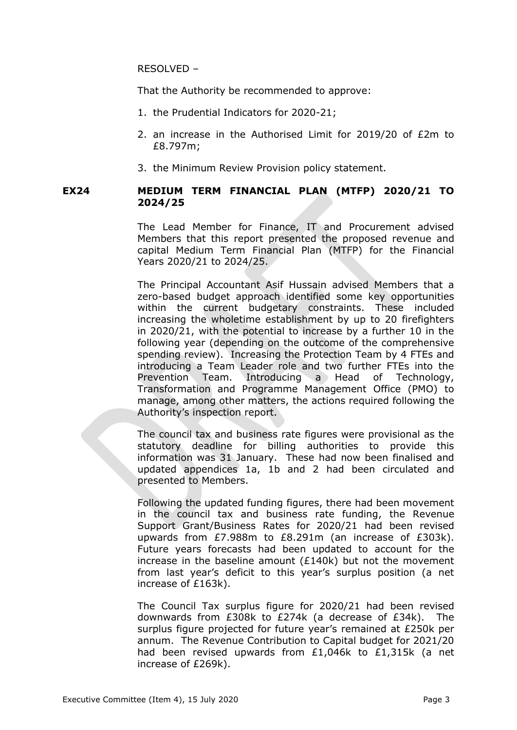RESOLVED –

That the Authority be recommended to approve:

1. the Prudential Indicators for 2020-21;
2. an increase in the Authorised Limit for 2019/20 of £2m to £8.797m;
3. the Minimum Review Provision policy statement.

## EX24 MEDIUM TERM FINANCIAL PLAN (MTFP) 2020/21 TO 2024/25

The Lead Member for Finance, IT and Procurement advised Members that this report presented the proposed revenue and capital Medium Term Financial Plan (MTFP) for the Financial Years 2020/21 to 2024/25.

The Principal Accountant Asif Hussain advised Members that a zero-based budget approach identified some key opportunities within the current budgetary constraints. These included increasing the wholetime establishment by up to 20 firefighters in 2020/21, with the potential to increase by a further 10 in the following year (depending on the outcome of the comprehensive spending review). Increasing the Protection Team by 4 FTEs and introducing a Team Leader role and two further FTEs into the Prevention Team. Introducing a Head of Technology, Transformation and Programme Management Office (PMO) to manage, among other matters, the actions required following the Authority's inspection report.

The council tax and business rate figures were provisional as the statutory deadline for billing authorities to provide this information was 31 January. These had now been finalised and updated appendices 1a, 1b and 2 had been circulated and presented to Members.

Following the updated funding figures, there had been movement in the council tax and business rate funding, the Revenue Support Grant/Business Rates for 2020/21 had been revised upwards from £7.988m to £8.291m (an increase of £303k). Future years forecasts had been updated to account for the increase in the baseline amount (£140k) but not the movement from last year's deficit to this year's surplus position (a net increase of £163k).

The Council Tax surplus figure for 2020/21 had been revised downwards from £308k to £274k (a decrease of £34k). The surplus figure projected for future year's remained at £250k per annum. The Revenue Contribution to Capital budget for 2021/20 had been revised upwards from £1,046k to £1,315k (a net increase of £269k).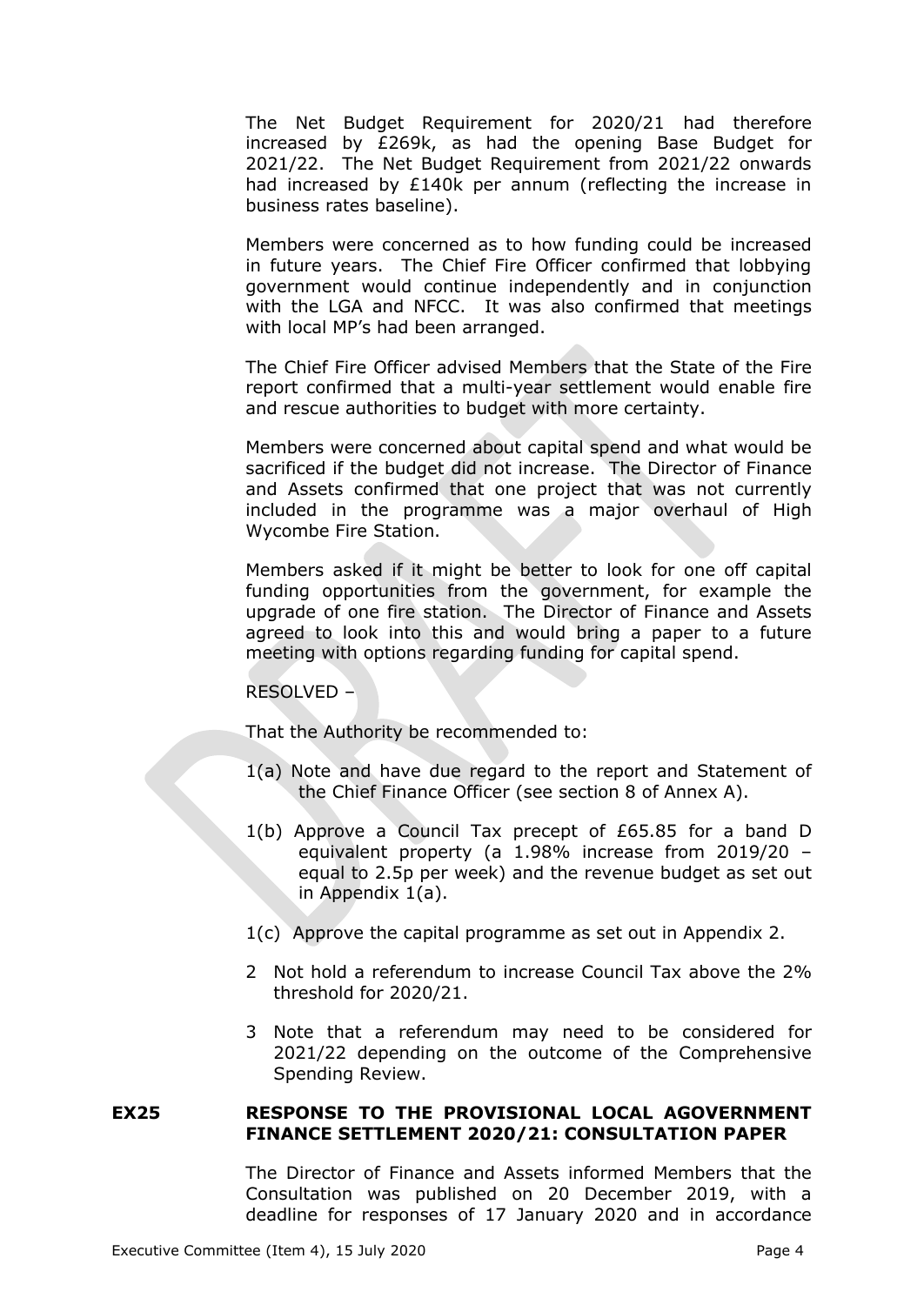The Net Budget Requirement for 2020/21 had therefore increased by £269k, as had the opening Base Budget for 2021/22. The Net Budget Requirement from 2021/22 onwards had increased by £140k per annum (reflecting the increase in business rates baseline).

Members were concerned as to how funding could be increased in future years. The Chief Fire Officer confirmed that lobbying government would continue independently and in conjunction with the LGA and NFCC. It was also confirmed that meetings with local MP's had been arranged.

The Chief Fire Officer advised Members that the State of the Fire report confirmed that a multi-year settlement would enable fire and rescue authorities to budget with more certainty.

Members were concerned about capital spend and what would be sacrificed if the budget did not increase. The Director of Finance and Assets confirmed that one project that was not currently included in the programme was a major overhaul of High Wycombe Fire Station.

Members asked if it might be better to look for one off capital funding opportunities from the government, for example the upgrade of one fire station. The Director of Finance and Assets agreed to look into this and would bring a paper to a future meeting with options regarding funding for capital spend.

RESOLVED –

That the Authority be recommended to:

1(a) Note and have due regard to the report and Statement of the Chief Finance Officer (see section 8 of Annex A).

1(b) Approve a Council Tax precept of £65.85 for a band D equivalent property (a 1.98% increase from 2019/20 – equal to 2.5p per week) and the revenue budget as set out in Appendix 1(a).

1(c) Approve the capital programme as set out in Appendix 2.

2 Not hold a referendum to increase Council Tax above the 2% threshold for 2020/21.

3 Note that a referendum may need to be considered for 2021/22 depending on the outcome of the Comprehensive Spending Review.

## EX25 RESPONSE TO THE PROVISIONAL LOCAL AGOVERNMENT FINANCE SETTLEMENT 2020/21: CONSULTATION PAPER

The Director of Finance and Assets informed Members that the Consultation was published on 20 December 2019, with a deadline for responses of 17 January 2020 and in accordance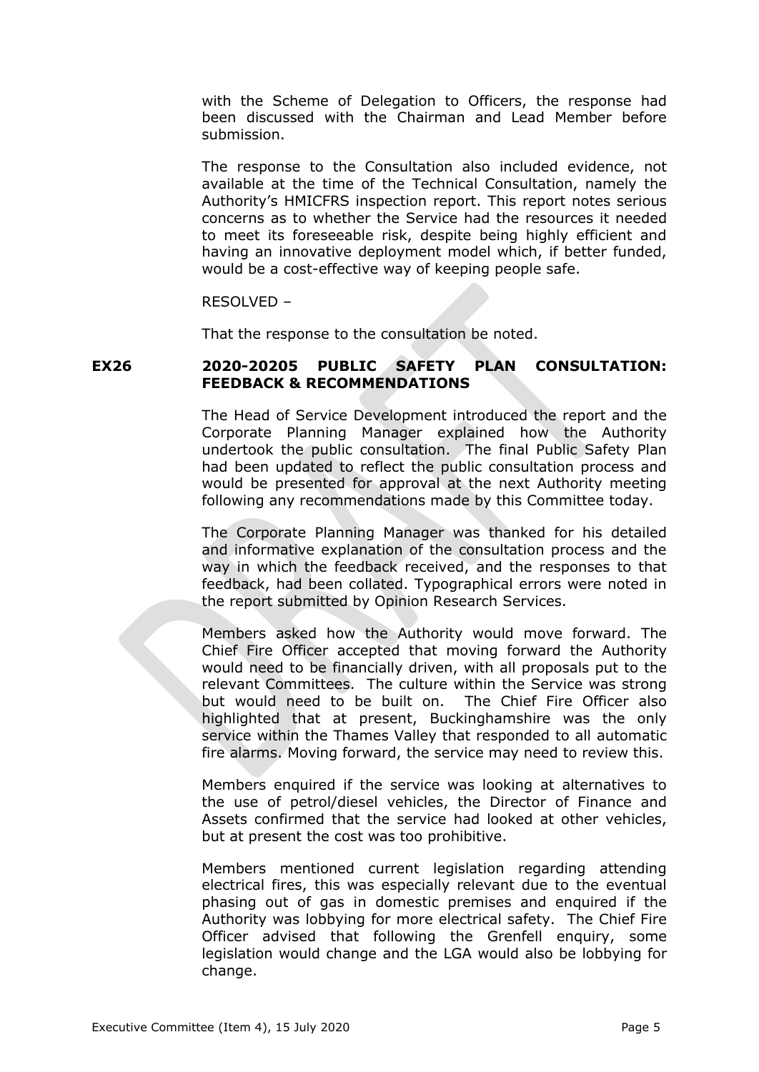with the Scheme of Delegation to Officers, the response had been discussed with the Chairman and Lead Member before submission.

The response to the Consultation also included evidence, not available at the time of the Technical Consultation, namely the Authority's HMICFRS inspection report. This report notes serious concerns as to whether the Service had the resources it needed to meet its foreseeable risk, despite being highly efficient and having an innovative deployment model which, if better funded, would be a cost-effective way of keeping people safe.

RESOLVED –

That the response to the consultation be noted.

**EX26 2020-20205 PUBLIC SAFETY PLAN CONSULTATION: FEEDBACK & RECOMMENDATIONS**

The Head of Service Development introduced the report and the Corporate Planning Manager explained how the Authority undertook the public consultation. The final Public Safety Plan had been updated to reflect the public consultation process and would be presented for approval at the next Authority meeting following any recommendations made by this Committee today.

The Corporate Planning Manager was thanked for his detailed and informative explanation of the consultation process and the way in which the feedback received, and the responses to that feedback, had been collated. Typographical errors were noted in the report submitted by Opinion Research Services.

Members asked how the Authority would move forward. The Chief Fire Officer accepted that moving forward the Authority would need to be financially driven, with all proposals put to the relevant Committees. The culture within the Service was strong but would need to be built on. The Chief Fire Officer also highlighted that at present, Buckinghamshire was the only service within the Thames Valley that responded to all automatic fire alarms. Moving forward, the service may need to review this.

Members enquired if the service was looking at alternatives to the use of petrol/diesel vehicles, the Director of Finance and Assets confirmed that the service had looked at other vehicles, but at present the cost was too prohibitive.

Members mentioned current legislation regarding attending electrical fires, this was especially relevant due to the eventual phasing out of gas in domestic premises and enquired if the Authority was lobbying for more electrical safety. The Chief Fire Officer advised that following the Grenfell enquiry, some legislation would change and the LGA would also be lobbying for change.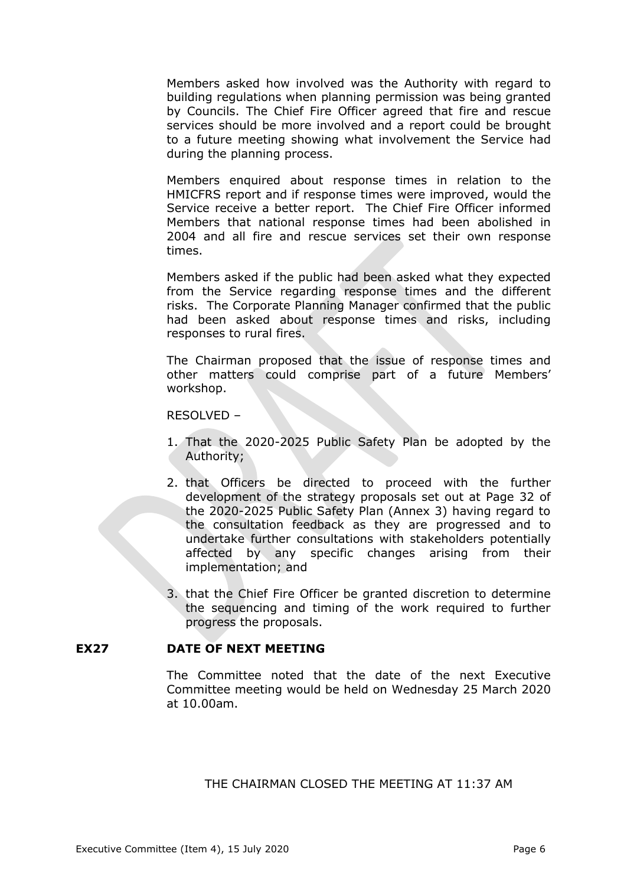Members asked how involved was the Authority with regard to building regulations when planning permission was being granted by Councils. The Chief Fire Officer agreed that fire and rescue services should be more involved and a report could be brought to a future meeting showing what involvement the Service had during the planning process.

Members enquired about response times in relation to the HMICFRS report and if response times were improved, would the Service receive a better report. The Chief Fire Officer informed Members that national response times had been abolished in 2004 and all fire and rescue services set their own response times.

Members asked if the public had been asked what they expected from the Service regarding response times and the different risks. The Corporate Planning Manager confirmed that the public had been asked about response times and risks, including responses to rural fires.

The Chairman proposed that the issue of response times and other matters could comprise part of a future Members' workshop.

RESOLVED –

1. That the 2020-2025 Public Safety Plan be adopted by the Authority;

2. that Officers be directed to proceed with the further development of the strategy proposals set out at Page 32 of the 2020-2025 Public Safety Plan (Annex 3) having regard to the consultation feedback as they are progressed and to undertake further consultations with stakeholders potentially affected by any specific changes arising from their implementation; and

3. that the Chief Fire Officer be granted discretion to determine the sequencing and timing of the work required to further progress the proposals.

**EX27 DATE OF NEXT MEETING**

The Committee noted that the date of the next Executive Committee meeting would be held on Wednesday 25 March 2020 at 10.00am.

THE CHAIRMAN CLOSED THE MEETING AT 11:37 AM